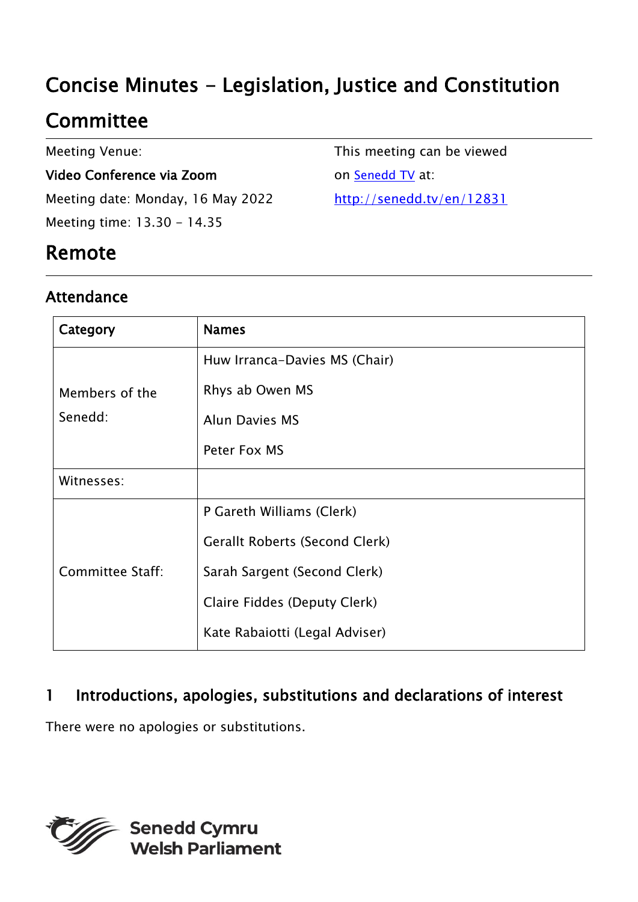# Concise Minutes - Legislation, Justice and Constitution Committee

Meeting Venue:

**Video Conference via Zoom**

Meeting date: Monday, 16 May 2022

Meeting time: 13.30 - 14.35

This meeting can be viewed on [Senedd TV](http://senedd.tv/en/12831) at:

http://senedd.tv/en/12831

## Remote

### Attendance

| Category | Names |
| --- | --- |
| Members of the Senedd: | Huw Irranca-Davies MS (Chair)<br>Rhys ab Owen MS<br>Alun Davies MS<br>Peter Fox MS |
| Witnesses: | |
| Committee Staff: | P Gareth Williams (Clerk)<br>Gerallt Roberts (Second Clerk)<br>Sarah Sargent (Second Clerk)<br>Claire Fiddes (Deputy Clerk)<br>Kate Rabaiotti (Legal Adviser) |

### 1 Introductions, apologies, substitutions and declarations of interest

There were no apologies or substitutions.

Senedd Cymru
Welsh Parliament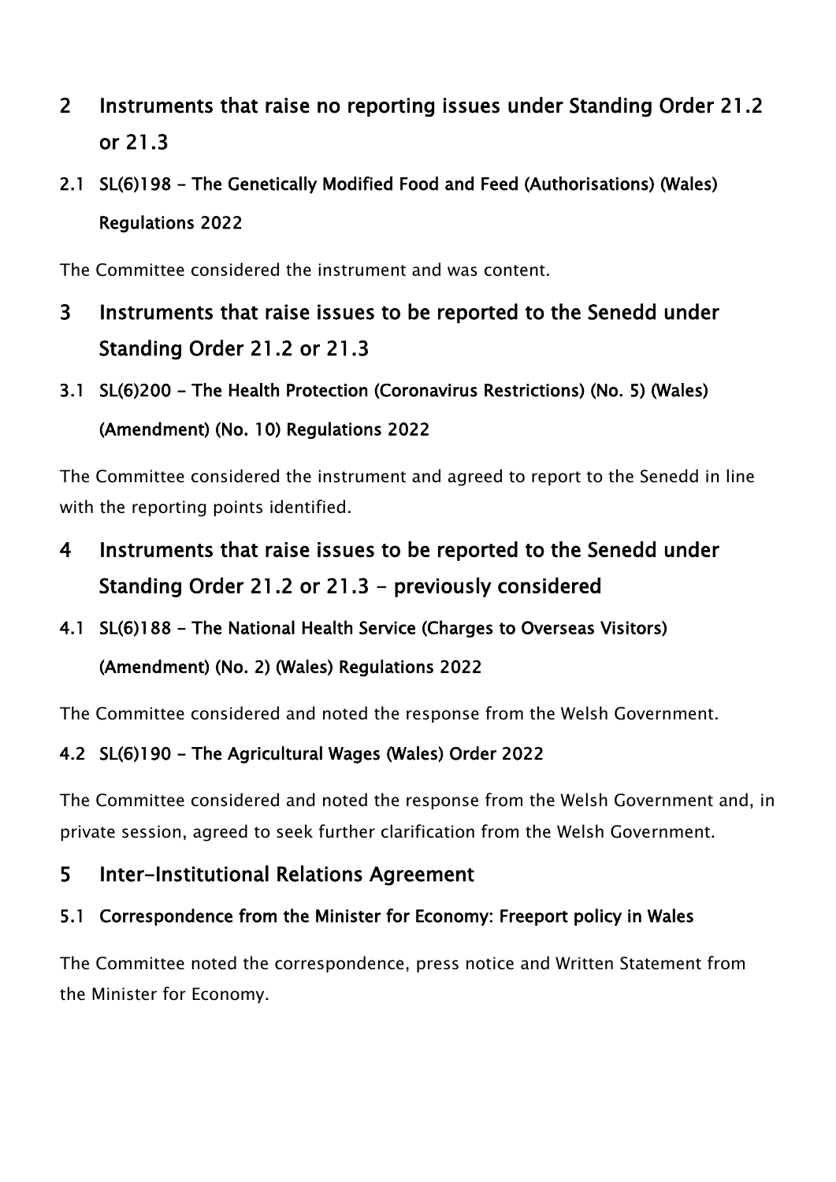## 2 Instruments that raise no reporting issues under Standing Order 21.2 or 21.3

### 2.1 SL(6)198 - The Genetically Modified Food and Feed (Authorisations) (Wales) Regulations 2022

The Committee considered the instrument and was content.

## 3 Instruments that raise issues to be reported to the Senedd under Standing Order 21.2 or 21.3

### 3.1 SL(6)200 - The Health Protection (Coronavirus Restrictions) (No. 5) (Wales) (Amendment) (No. 10) Regulations 2022

The Committee considered the instrument and agreed to report to the Senedd in line with the reporting points identified.

## 4 Instruments that raise issues to be reported to the Senedd under Standing Order 21.2 or 21.3 - previously considered

### 4.1 SL(6)188 - The National Health Service (Charges to Overseas Visitors) (Amendment) (No. 2) (Wales) Regulations 2022

The Committee considered and noted the response from the Welsh Government.

### 4.2 SL(6)190 - The Agricultural Wages (Wales) Order 2022

The Committee considered and noted the response from the Welsh Government and, in private session, agreed to seek further clarification from the Welsh Government.

## 5 Inter-Institutional Relations Agreement

### 5.1 Correspondence from the Minister for Economy: Freeport policy in Wales

The Committee noted the correspondence, press notice and Written Statement from the Minister for Economy.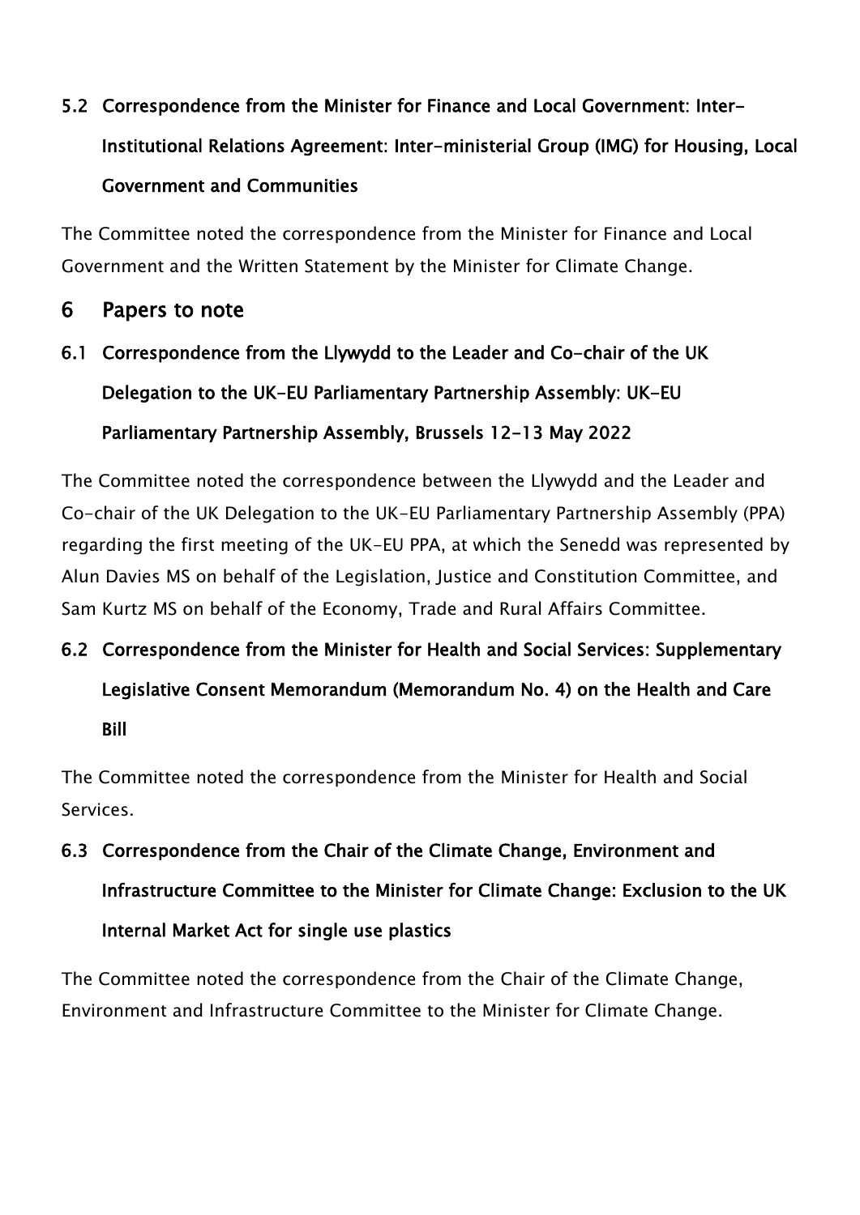### 5.2 Correspondence from the Minister for Finance and Local Government: Inter-Institutional Relations Agreement: Inter-ministerial Group (IMG) for Housing, Local Government and Communities

The Committee noted the correspondence from the Minister for Finance and Local Government and the Written Statement by the Minister for Climate Change.

## 6 Papers to note

### 6.1 Correspondence from the Llywydd to the Leader and Co-chair of the UK Delegation to the UK-EU Parliamentary Partnership Assembly: UK-EU Parliamentary Partnership Assembly, Brussels 12-13 May 2022

The Committee noted the correspondence between the Llywydd and the Leader and Co-chair of the UK Delegation to the UK-EU Parliamentary Partnership Assembly (PPA) regarding the first meeting of the UK-EU PPA, at which the Senedd was represented by Alun Davies MS on behalf of the Legislation, Justice and Constitution Committee, and Sam Kurtz MS on behalf of the Economy, Trade and Rural Affairs Committee.

### 6.2 Correspondence from the Minister for Health and Social Services: Supplementary Legislative Consent Memorandum (Memorandum No. 4) on the Health and Care Bill

The Committee noted the correspondence from the Minister for Health and Social Services.

### 6.3 Correspondence from the Chair of the Climate Change, Environment and Infrastructure Committee to the Minister for Climate Change: Exclusion to the UK Internal Market Act for single use plastics

The Committee noted the correspondence from the Chair of the Climate Change, Environment and Infrastructure Committee to the Minister for Climate Change.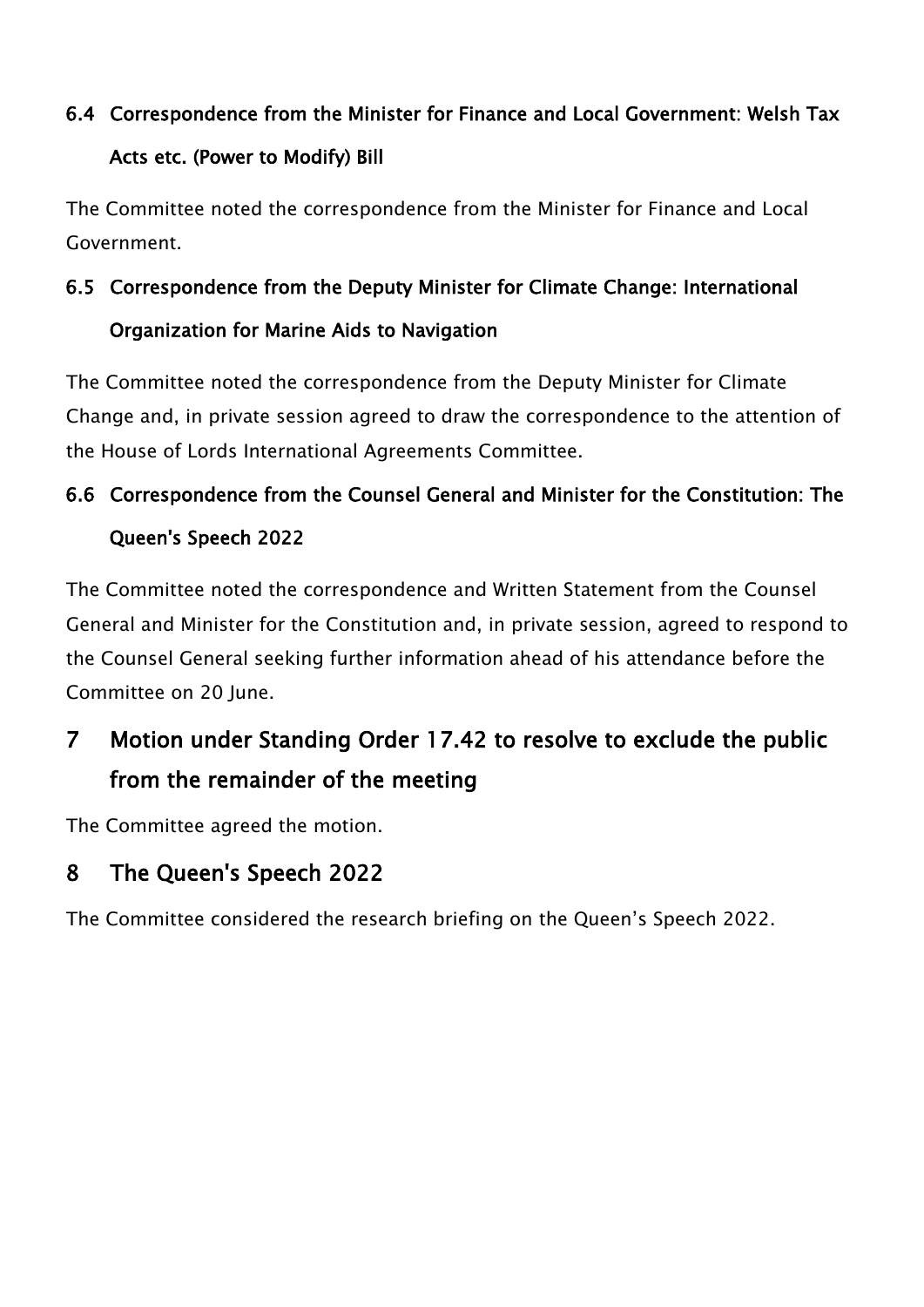### 6.4 Correspondence from the Minister for Finance and Local Government: Welsh Tax Acts etc. (Power to Modify) Bill

The Committee noted the correspondence from the Minister for Finance and Local Government.

### 6.5 Correspondence from the Deputy Minister for Climate Change: International Organization for Marine Aids to Navigation

The Committee noted the correspondence from the Deputy Minister for Climate Change and, in private session agreed to draw the correspondence to the attention of the House of Lords International Agreements Committee.

### 6.6 Correspondence from the Counsel General and Minister for the Constitution: The Queen's Speech 2022

The Committee noted the correspondence and Written Statement from the Counsel General and Minister for the Constitution and, in private session, agreed to respond to the Counsel General seeking further information ahead of his attendance before the Committee on 20 June.

## 7 Motion under Standing Order 17.42 to resolve to exclude the public from the remainder of the meeting

The Committee agreed the motion.

## 8 The Queen's Speech 2022

The Committee considered the research briefing on the Queen's Speech 2022.